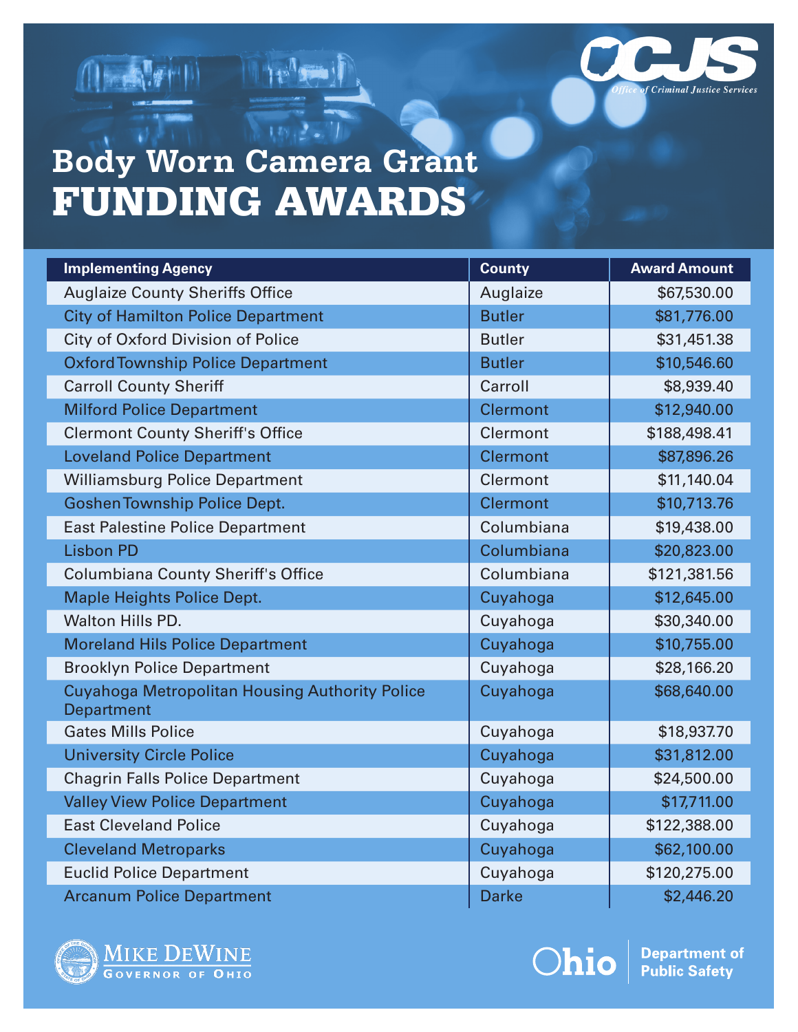# Body Worn Camera Grant FUNDING AWARDS

| Implementing Agency | County | Award Amount |
|---|---|---|
| Auglaize County Sheriffs Office | Auglaize | $67,530.00 |
| City of Hamilton Police Department | Butler | $81,776.00 |
| City of Oxford Division of Police | Butler | $31,451.38 |
| Oxford Township Police Department | Butler | $10,546.60 |
| Carroll County Sheriff | Carroll | $8,939.40 |
| Milford Police Department | Clermont | $12,940.00 |
| Clermont County Sheriff's Office | Clermont | $188,498.41 |
| Loveland Police Department | Clermont | $87,896.26 |
| Williamsburg Police Department | Clermont | $11,140.04 |
| Goshen Township Police Dept. | Clermont | $10,713.76 |
| East Palestine Police Department | Columbiana | $19,438.00 |
| Lisbon PD | Columbiana | $20,823.00 |
| Columbiana County Sheriff's Office | Columbiana | $121,381.56 |
| Maple Heights Police Dept. | Cuyahoga | $12,645.00 |
| Walton Hills PD. | Cuyahoga | $30,340.00 |
| Moreland Hils Police Department | Cuyahoga | $10,755.00 |
| Brooklyn Police Department | Cuyahoga | $28,166.20 |
| Cuyahoga Metropolitan Housing Authority Police Department | Cuyahoga | $68,640.00 |
| Gates Mills Police | Cuyahoga | $18,937.70 |
| University Circle Police | Cuyahoga | $31,812.00 |
| Chagrin Falls Police Department | Cuyahoga | $24,500.00 |
| Valley View Police Department | Cuyahoga | $17,711.00 |
| East Cleveland Police | Cuyahoga | $122,388.00 |
| Cleveland Metroparks | Cuyahoga | $62,100.00 |
| Euclid Police Department | Cuyahoga | $120,275.00 |
| Arcanum Police Department | Darke | $2,446.20 |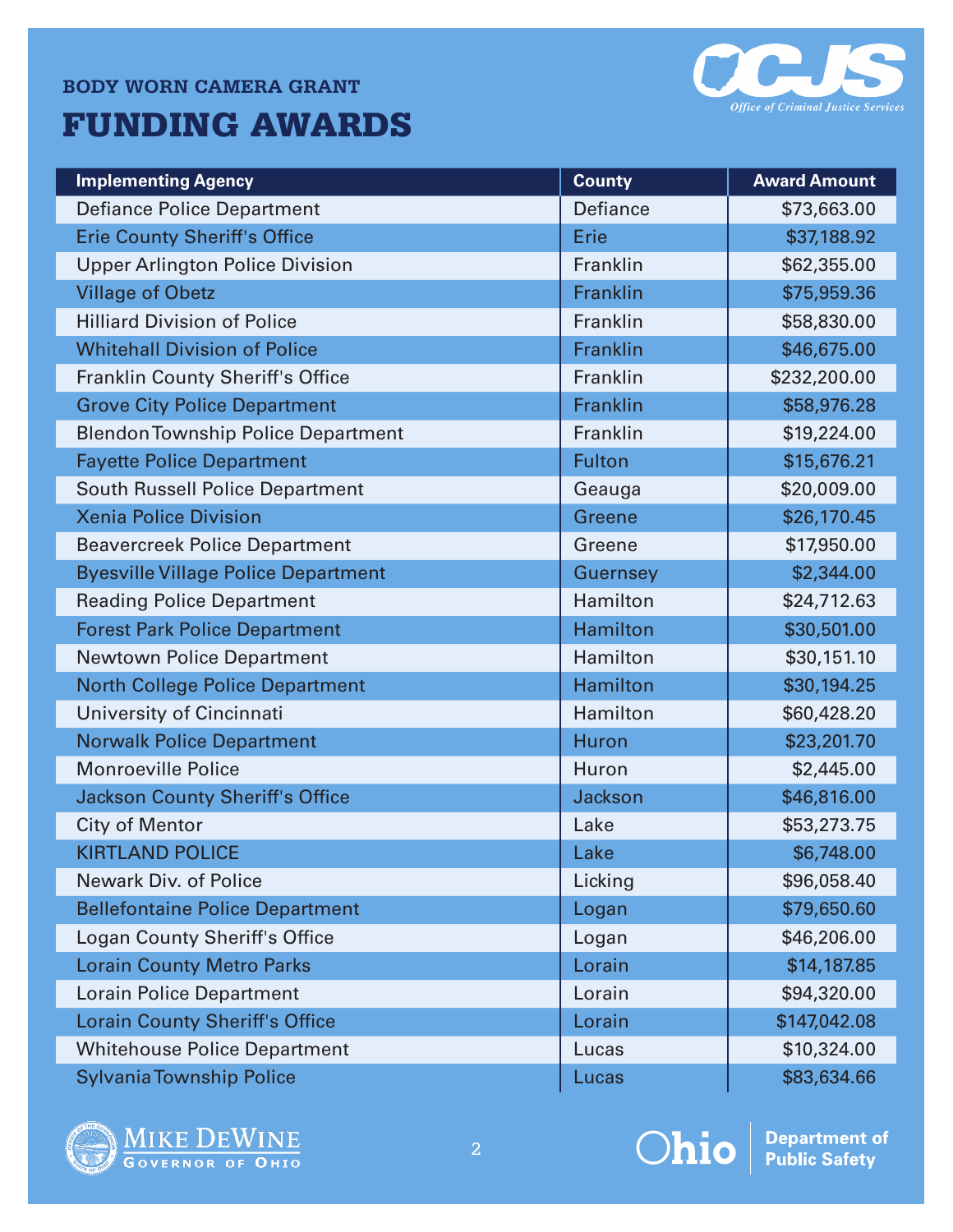## BODY WORN CAMERA GRANT

# FUNDING AWARDS

| Implementing Agency | County | Award Amount |
|---|---|---|
| Defiance Police Department | Defiance | $73,663.00 |
| Erie County Sheriff's Office | Erie | $37,188.92 |
| Upper Arlington Police Division | Franklin | $62,355.00 |
| Village of Obetz | Franklin | $75,959.36 |
| Hilliard Division of Police | Franklin | $58,830.00 |
| Whitehall Division of Police | Franklin | $46,675.00 |
| Franklin County Sheriff's Office | Franklin | $232,200.00 |
| Grove City Police Department | Franklin | $58,976.28 |
| Blendon Township Police Department | Franklin | $19,224.00 |
| Fayette Police Department | Fulton | $15,676.21 |
| South Russell Police Department | Geauga | $20,009.00 |
| Xenia Police Division | Greene | $26,170.45 |
| Beavercreek Police Department | Greene | $17,950.00 |
| Byesville Village Police Department | Guernsey | $2,344.00 |
| Reading Police Department | Hamilton | $24,712.63 |
| Forest Park Police Department | Hamilton | $30,501.00 |
| Newtown Police Department | Hamilton | $30,151.10 |
| North College Police Department | Hamilton | $30,194.25 |
| University of Cincinnati | Hamilton | $60,428.20 |
| Norwalk Police Department | Huron | $23,201.70 |
| Monroeville Police | Huron | $2,445.00 |
| Jackson County Sheriff's Office | Jackson | $46,816.00 |
| City of Mentor | Lake | $53,273.75 |
| KIRTLAND POLICE | Lake | $6,748.00 |
| Newark Div. of Police | Licking | $96,058.40 |
| Bellefontaine Police Department | Logan | $79,650.60 |
| Logan County Sheriff's Office | Logan | $46,206.00 |
| Lorain County Metro Parks | Lorain | $14,187.85 |
| Lorain Police Department | Lorain | $94,320.00 |
| Lorain County Sheriff's Office | Lorain | $147,042.08 |
| Whitehouse Police Department | Lucas | $10,324.00 |
| Sylvania Township Police | Lucas | $83,634.66 |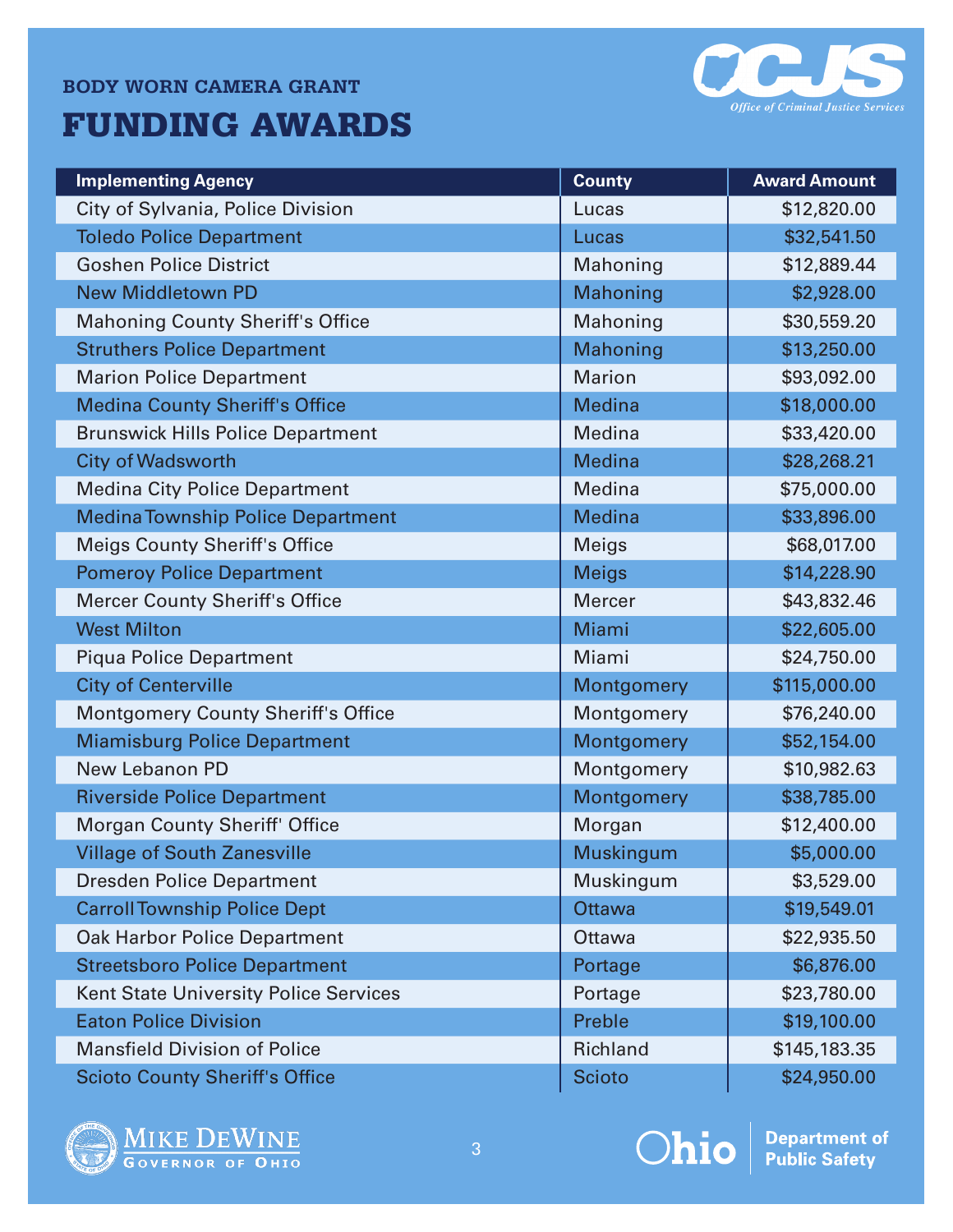## BODY WORN CAMERA GRANT

# FUNDING AWARDS

| Implementing Agency | County | Award Amount |
|---|---|---|
| City of Sylvania, Police Division | Lucas | $12,820.00 |
| Toledo Police Department | Lucas | $32,541.50 |
| Goshen Police District | Mahoning | $12,889.44 |
| New Middletown PD | Mahoning | $2,928.00 |
| Mahoning County Sheriff's Office | Mahoning | $30,559.20 |
| Struthers Police Department | Mahoning | $13,250.00 |
| Marion Police Department | Marion | $93,092.00 |
| Medina County Sheriff's Office | Medina | $18,000.00 |
| Brunswick Hills Police Department | Medina | $33,420.00 |
| City of Wadsworth | Medina | $28,268.21 |
| Medina City Police Department | Medina | $75,000.00 |
| Medina Township Police Department | Medina | $33,896.00 |
| Meigs County Sheriff's Office | Meigs | $68,017.00 |
| Pomeroy Police Department | Meigs | $14,228.90 |
| Mercer County Sheriff's Office | Mercer | $43,832.46 |
| West Milton | Miami | $22,605.00 |
| Piqua Police Department | Miami | $24,750.00 |
| City of Centerville | Montgomery | $115,000.00 |
| Montgomery County Sheriff's Office | Montgomery | $76,240.00 |
| Miamisburg Police Department | Montgomery | $52,154.00 |
| New Lebanon PD | Montgomery | $10,982.63 |
| Riverside Police Department | Montgomery | $38,785.00 |
| Morgan County Sheriff' Office | Morgan | $12,400.00 |
| Village of South Zanesville | Muskingum | $5,000.00 |
| Dresden Police Department | Muskingum | $3,529.00 |
| Carroll Township Police Dept | Ottawa | $19,549.01 |
| Oak Harbor Police Department | Ottawa | $22,935.50 |
| Streetsboro Police Department | Portage | $6,876.00 |
| Kent State University Police Services | Portage | $23,780.00 |
| Eaton Police Division | Preble | $19,100.00 |
| Mansfield Division of Police | Richland | $145,183.35 |
| Scioto County Sheriff's Office | Scioto | $24,950.00 |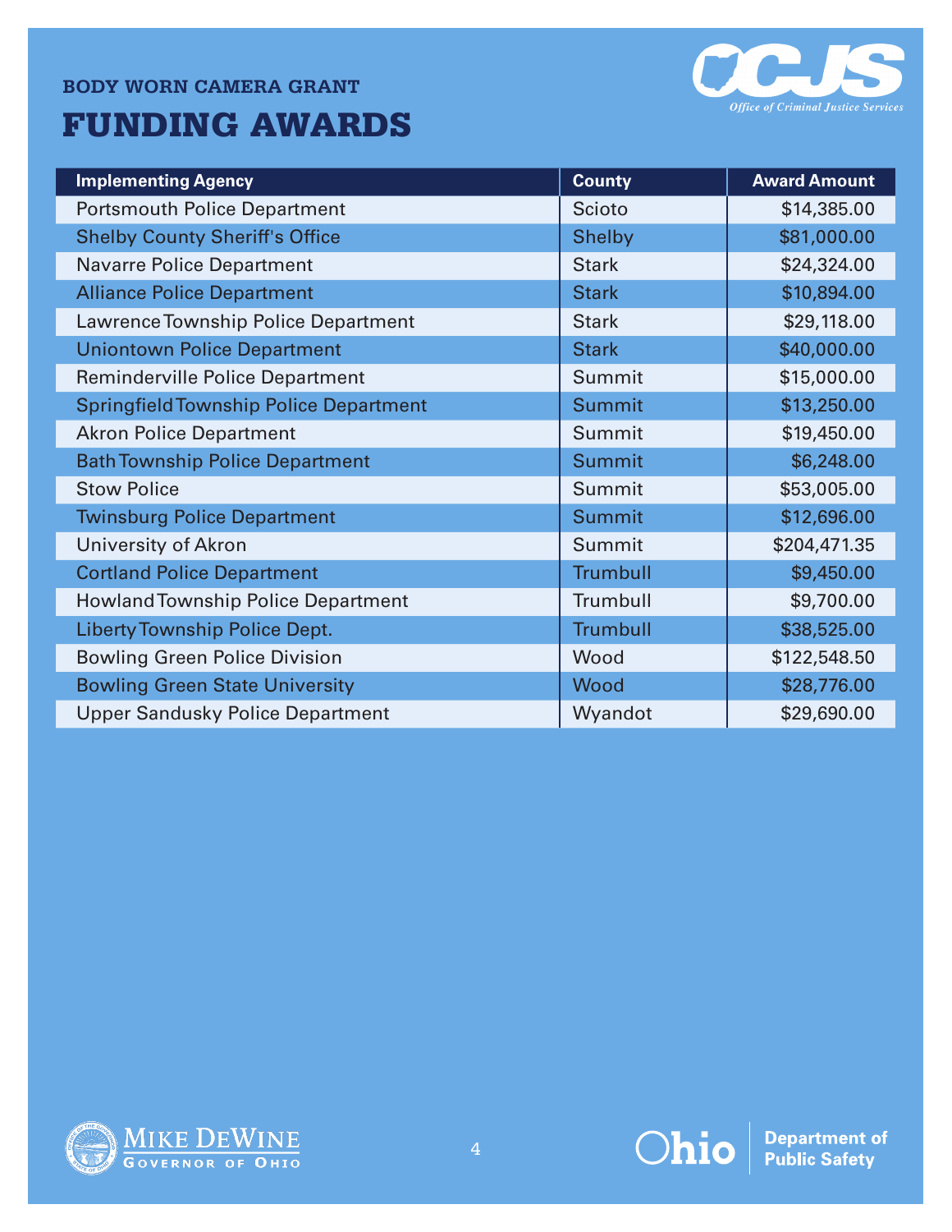BODY WORN CAMERA GRANT

# FUNDING AWARDS

| Implementing Agency | County | Award Amount |
|---|---|---|
| Portsmouth Police Department | Scioto | $14,385.00 |
| Shelby County Sheriff's Office | Shelby | $81,000.00 |
| Navarre Police Department | Stark | $24,324.00 |
| Alliance Police Department | Stark | $10,894.00 |
| Lawrence Township Police Department | Stark | $29,118.00 |
| Uniontown Police Department | Stark | $40,000.00 |
| Reminderville Police Department | Summit | $15,000.00 |
| Springfield Township Police Department | Summit | $13,250.00 |
| Akron Police Department | Summit | $19,450.00 |
| Bath Township Police Department | Summit | $6,248.00 |
| Stow Police | Summit | $53,005.00 |
| Twinsburg Police Department | Summit | $12,696.00 |
| University of Akron | Summit | $204,471.35 |
| Cortland Police Department | Trumbull | $9,450.00 |
| Howland Township Police Department | Trumbull | $9,700.00 |
| Liberty Township Police Dept. | Trumbull | $38,525.00 |
| Bowling Green Police Division | Wood | $122,548.50 |
| Bowling Green State University | Wood | $28,776.00 |
| Upper Sandusky Police Department | Wyandot | $29,690.00 |